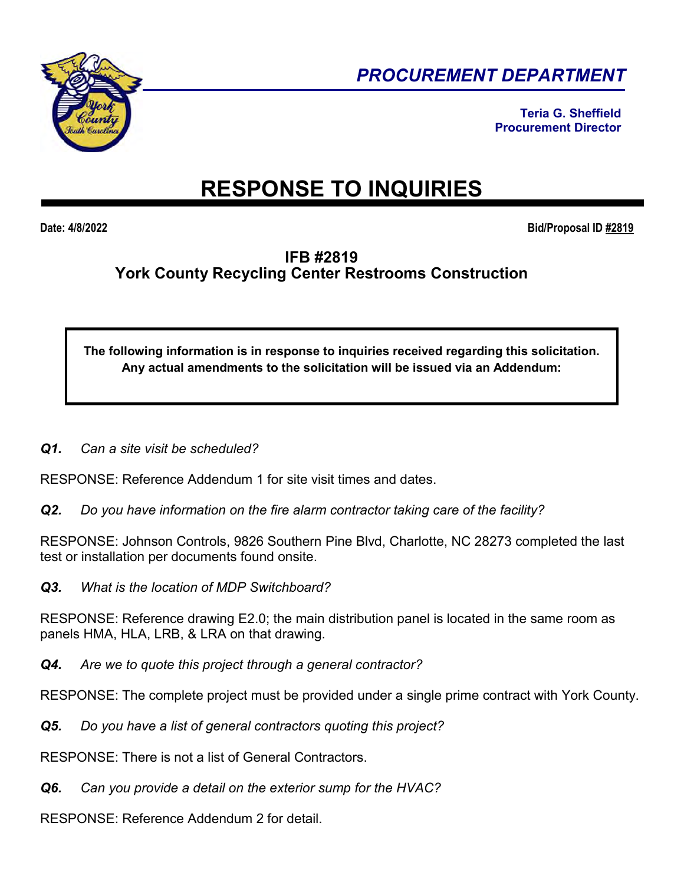## PROCUREMENT DEPARTMENT

**Teria G. Sheffield**
**Procurement Director**

# RESPONSE TO INQUIRIES

**Date: 4/8/2022** **Bid/Proposal ID #2819**

### IFB #2819
### York County Recycling Center Restrooms Construction

**The following information is in response to inquiries received regarding this solicitation. Any actual amendments to the solicitation will be issued via an Addendum:**

***Q1.*** *Can a site visit be scheduled?*

RESPONSE: Reference Addendum 1 for site visit times and dates.

***Q2.*** *Do you have information on the fire alarm contractor taking care of the facility?*

RESPONSE: Johnson Controls, 9826 Southern Pine Blvd, Charlotte, NC 28273 completed the last test or installation per documents found onsite.

***Q3.*** *What is the location of MDP Switchboard?*

RESPONSE: Reference drawing E2.0; the main distribution panel is located in the same room as panels HMA, HLA, LRB, & LRA on that drawing.

***Q4.*** *Are we to quote this project through a general contractor?*

RESPONSE: The complete project must be provided under a single prime contract with York County.

***Q5.*** *Do you have a list of general contractors quoting this project?*

RESPONSE: There is not a list of General Contractors.

***Q6.*** *Can you provide a detail on the exterior sump for the HVAC?*

RESPONSE: Reference Addendum 2 for detail.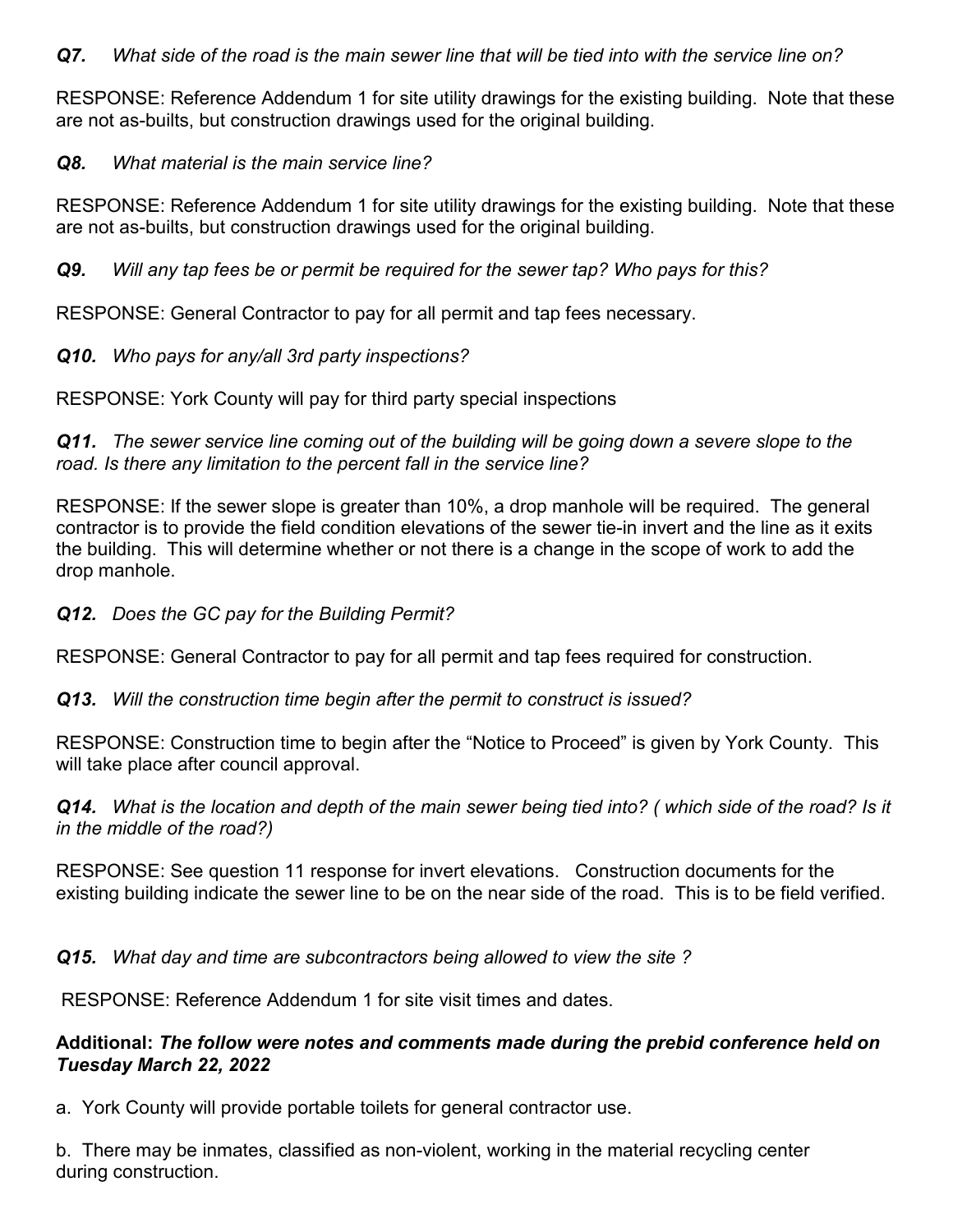***Q7.*** *What side of the road is the main sewer line that will be tied into with the service line on?*

RESPONSE: Reference Addendum 1 for site utility drawings for the existing building. Note that these are not as-builts, but construction drawings used for the original building.

***Q8.*** *What material is the main service line?*

RESPONSE: Reference Addendum 1 for site utility drawings for the existing building. Note that these are not as-builts, but construction drawings used for the original building.

***Q9.*** *Will any tap fees be or permit be required for the sewer tap? Who pays for this?*

RESPONSE: General Contractor to pay for all permit and tap fees necessary.

***Q10.*** *Who pays for any/all 3rd party inspections?*

RESPONSE: York County will pay for third party special inspections

***Q11.*** *The sewer service line coming out of the building will be going down a severe slope to the road. Is there any limitation to the percent fall in the service line?*

RESPONSE: If the sewer slope is greater than 10%, a drop manhole will be required. The general contractor is to provide the field condition elevations of the sewer tie-in invert and the line as it exits the building. This will determine whether or not there is a change in the scope of work to add the drop manhole.

***Q12.*** *Does the GC pay for the Building Permit?*

RESPONSE: General Contractor to pay for all permit and tap fees required for construction.

***Q13.*** *Will the construction time begin after the permit to construct is issued?*

RESPONSE: Construction time to begin after the "Notice to Proceed" is given by York County. This will take place after council approval.

***Q14.*** *What is the location and depth of the main sewer being tied into? ( which side of the road? Is it in the middle of the road?)*

RESPONSE: See question 11 response for invert elevations. Construction documents for the existing building indicate the sewer line to be on the near side of the road. This is to be field verified.

***Q15.*** *What day and time are subcontractors being allowed to view the site ?*

RESPONSE: Reference Addendum 1 for site visit times and dates.

**Additional:** ***The follow were notes and comments made during the prebid conference held on Tuesday March 22, 2022***

a. York County will provide portable toilets for general contractor use.

b. There may be inmates, classified as non-violent, working in the material recycling center during construction.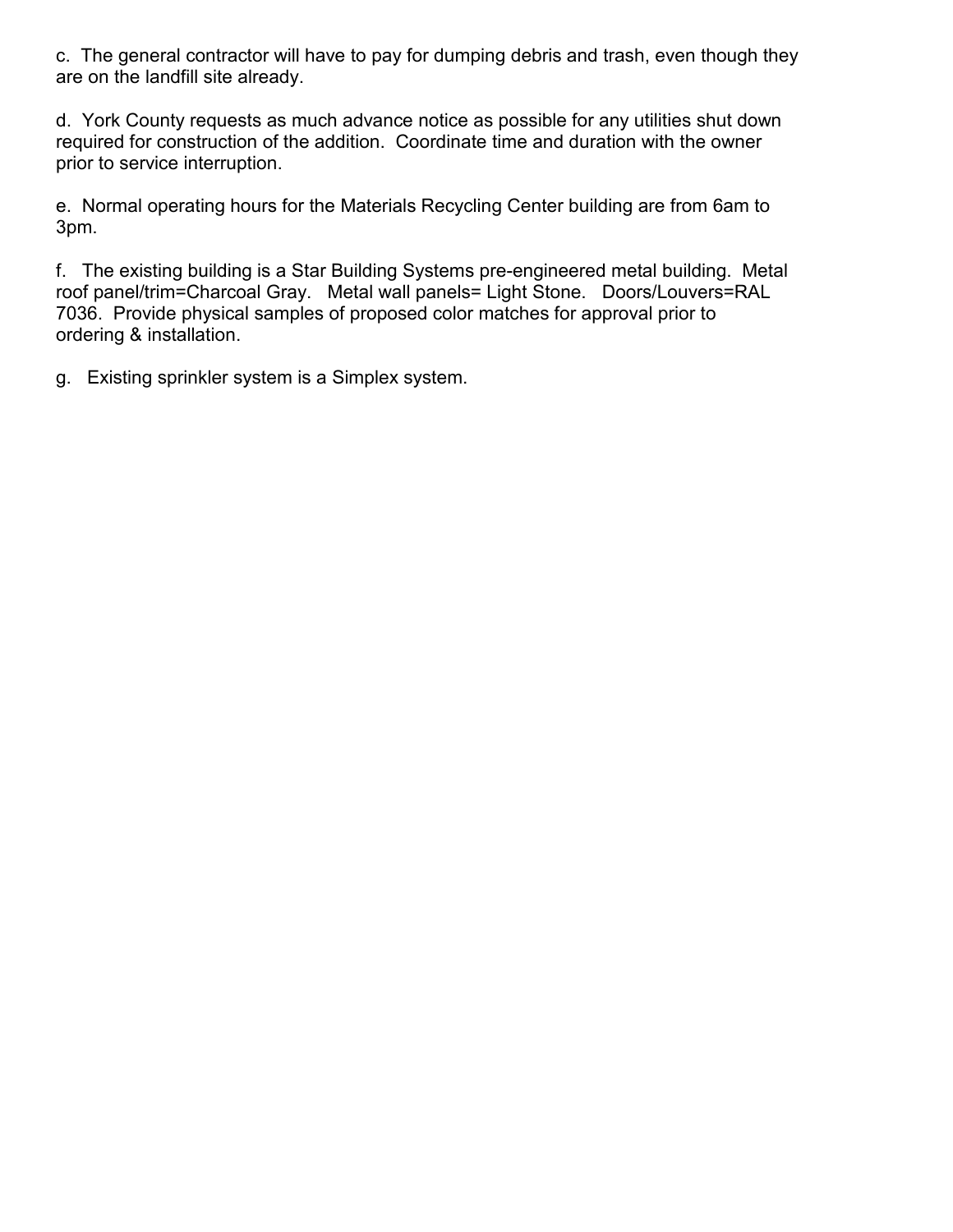c. The general contractor will have to pay for dumping debris and trash, even though they are on the landfill site already.

d. York County requests as much advance notice as possible for any utilities shut down required for construction of the addition. Coordinate time and duration with the owner prior to service interruption.

e. Normal operating hours for the Materials Recycling Center building are from 6am to 3pm.

f. The existing building is a Star Building Systems pre-engineered metal building. Metal roof panel/trim=Charcoal Gray. Metal wall panels= Light Stone. Doors/Louvers=RAL 7036. Provide physical samples of proposed color matches for approval prior to ordering & installation.

g. Existing sprinkler system is a Simplex system.